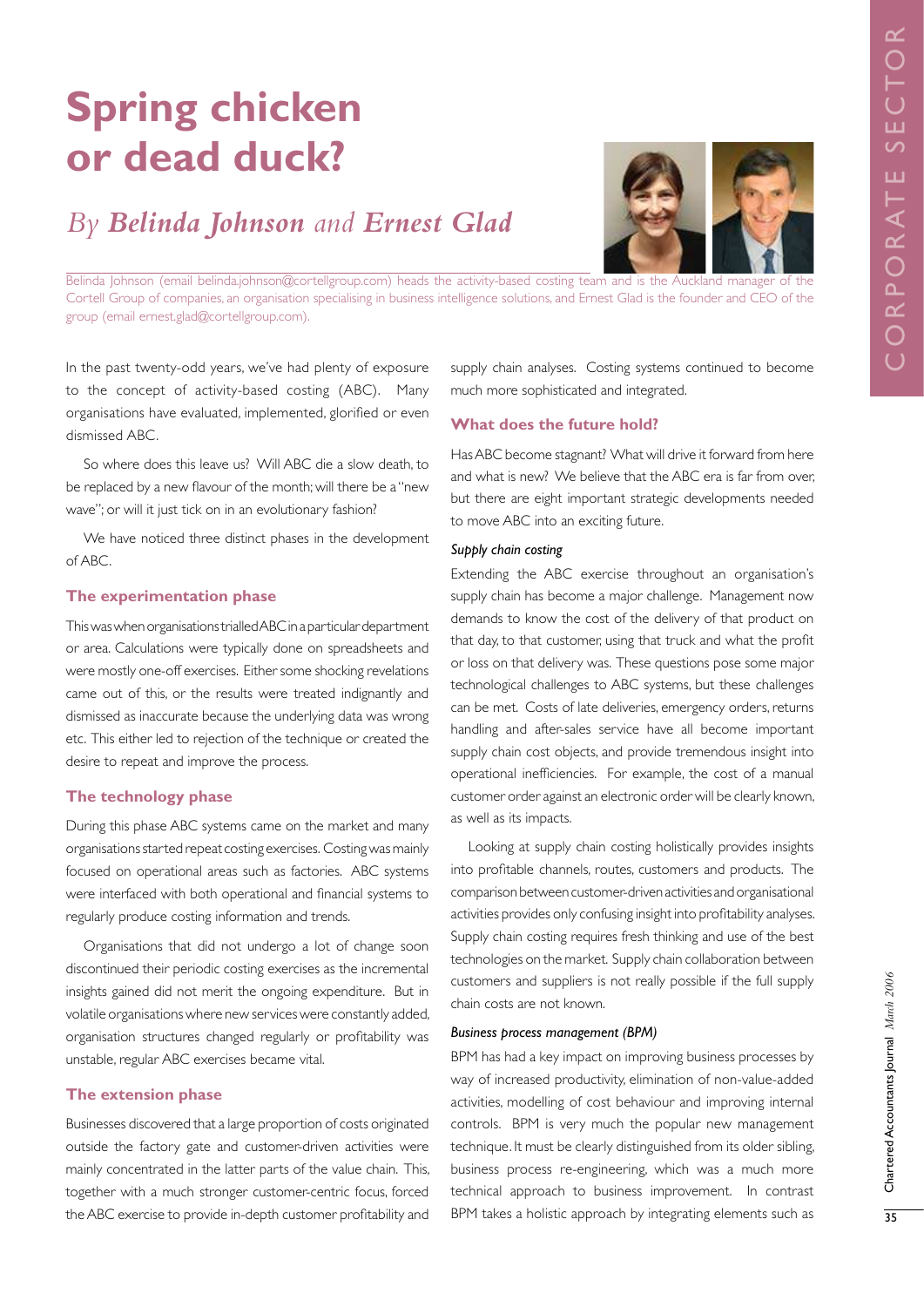# Spring chicken or dead duck?

## *By Belinda Johnson and Ernest Glad*

Belinda Johnson (email belinda.johnson@cortellgroup.com) heads the activity-based costing team and is the Auckland manager of the Cortell Group of companies, an organisation specialising in business intelligence solutions, and Ernest Glad is the founder and CEO of the group (email ernest.glad@cortellgroup.com).

In the past twenty-odd years, we've had plenty of exposure to the concept of activity-based costing (ABC). Many organisations have evaluated, implemented, glorified or even dismissed ABC.

So where does this leave us? Will ABC die a slow death, to be replaced by a new flavour of the month; will there be a "new wave"; or will it just tick on in an evolutionary fashion?

We have noticed three distinct phases in the development of ABC.

### The experimentation phase

This was when organisations trialled ABC in a particular department or area. Calculations were typically done on spreadsheets and were mostly one-off exercises. Either some shocking revelations came out of this, or the results were treated indignantly and dismissed as inaccurate because the underlying data was wrong etc. This either led to rejection of the technique or created the desire to repeat and improve the process.

### The technology phase

During this phase ABC systems came on the market and many organisations started repeat costing exercises. Costing was mainly focused on operational areas such as factories. ABC systems were interfaced with both operational and financial systems to regularly produce costing information and trends.

Organisations that did not undergo a lot of change soon discontinued their periodic costing exercises as the incremental insights gained did not merit the ongoing expenditure. But in volatile organisations where new services were constantly added, organisation structures changed regularly or profitability was unstable, regular ABC exercises became vital.

### The extension phase

Businesses discovered that a large proportion of costs originated outside the factory gate and customer-driven activities were mainly concentrated in the latter parts of the value chain. This, together with a much stronger customer-centric focus, forced the ABC exercise to provide in-depth customer profitability and supply chain analyses. Costing systems continued to become much more sophisticated and integrated.

### What does the future hold?

Has ABC become stagnant? What will drive it forward from here and what is new? We believe that the ABC era is far from over, but there are eight important strategic developments needed to move ABC into an exciting future.

#### *Supply chain costing*

Extending the ABC exercise throughout an organisation's supply chain has become a major challenge. Management now demands to know the cost of the delivery of that product on that day, to that customer, using that truck and what the profit or loss on that delivery was. These questions pose some major technological challenges to ABC systems, but these challenges can be met. Costs of late deliveries, emergency orders, returns handling and after-sales service have all become important supply chain cost objects, and provide tremendous insight into operational inefficiencies. For example, the cost of a manual customer order against an electronic order will be clearly known, as well as its impacts.

Looking at supply chain costing holistically provides insights into profitable channels, routes, customers and products. The comparison between customer-driven activities and organisational activities provides only confusing insight into profitability analyses. Supply chain costing requires fresh thinking and use of the best technologies on the market. Supply chain collaboration between customers and suppliers is not really possible if the full supply chain costs are not known.

#### *Business process management (BPM)*

BPM has had a key impact on improving business processes by way of increased productivity, elimination of non-value-added activities, modelling of cost behaviour and improving internal controls. BPM is very much the popular new management technique. It must be clearly distinguished from its older sibling, business process re-engineering, which was a much more technical approach to business improvement. In contrast BPM takes a holistic approach by integrating elements such as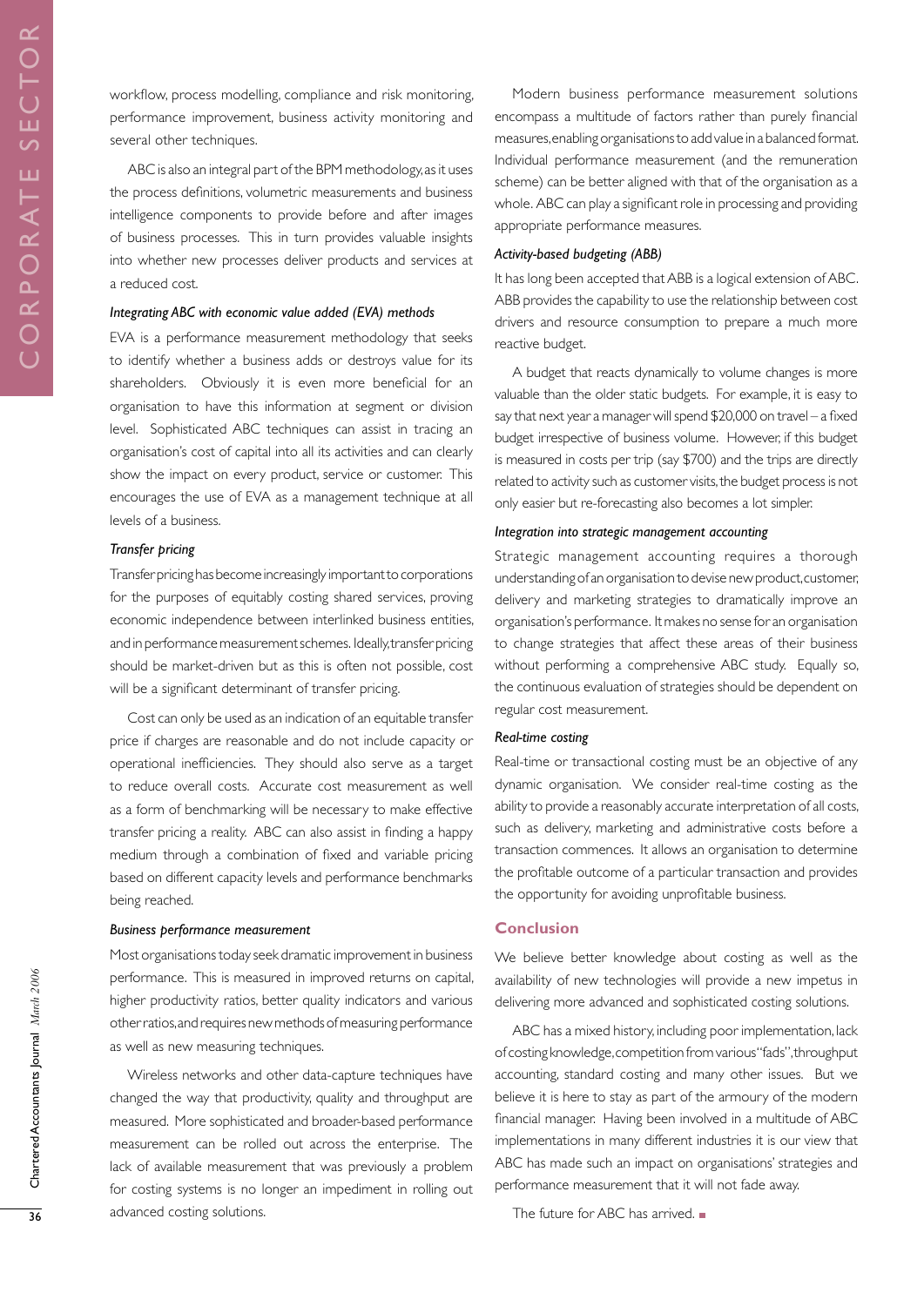workflow, process modelling, compliance and risk monitoring, performance improvement, business activity monitoring and several other techniques.

ABC is also an integral part of the BPM methodology, as it uses the process definitions, volumetric measurements and business intelligence components to provide before and after images of business processes. This in turn provides valuable insights into whether new processes deliver products and services at a reduced cost.

*Integrating ABC with economic value added (EVA) methods*

EVA is a performance measurement methodology that seeks to identify whether a business adds or destroys value for its shareholders. Obviously it is even more beneficial for an organisation to have this information at segment or division level. Sophisticated ABC techniques can assist in tracing an organisation's cost of capital into all its activities and can clearly show the impact on every product, service or customer. This encourages the use of EVA as a management technique at all levels of a business.

*Transfer pricing*

Transfer pricing has become increasingly important to corporations for the purposes of equitably costing shared services, proving economic independence between interlinked business entities, and in performance measurement schemes. Ideally, transfer pricing should be market-driven but as this is often not possible, cost will be a significant determinant of transfer pricing.

Cost can only be used as an indication of an equitable transfer price if charges are reasonable and do not include capacity or operational inefficiencies. They should also serve as a target to reduce overall costs. Accurate cost measurement as well as a form of benchmarking will be necessary to make effective transfer pricing a reality. ABC can also assist in finding a happy medium through a combination of fixed and variable pricing based on different capacity levels and performance benchmarks being reached.

*Business performance measurement*

Most organisations today seek dramatic improvement in business performance. This is measured in improved returns on capital, higher productivity ratios, better quality indicators and various other ratios, and requires new methods of measuring performance as well as new measuring techniques.

Wireless networks and other data-capture techniques have changed the way that productivity, quality and throughput are measured. More sophisticated and broader-based performance measurement can be rolled out across the enterprise. The lack of available measurement that was previously a problem for costing systems is no longer an impediment in rolling out advanced costing solutions.

Modern business performance measurement solutions encompass a multitude of factors rather than purely financial measures, enabling organisations to add value in a balanced format. Individual performance measurement (and the remuneration scheme) can be better aligned with that of the organisation as a whole. ABC can play a significant role in processing and providing appropriate performance measures.

*Activity-based budgeting (ABB)*

It has long been accepted that ABB is a logical extension of ABC. ABB provides the capability to use the relationship between cost drivers and resource consumption to prepare a much more reactive budget.

A budget that reacts dynamically to volume changes is more valuable than the older static budgets. For example, it is easy to say that next year a manager will spend $20,000 on travel – a fixed budget irrespective of business volume. However, if this budget is measured in costs per trip (say $700) and the trips are directly related to activity such as customer visits, the budget process is not only easier but re-forecasting also becomes a lot simpler.

*Integration into strategic management accounting*

Strategic management accounting requires a thorough understanding of an organisation to devise new product, customer, delivery and marketing strategies to dramatically improve an organisation's performance. It makes no sense for an organisation to change strategies that affect these areas of their business without performing a comprehensive ABC study. Equally so, the continuous evaluation of strategies should be dependent on regular cost measurement.

*Real-time costing*

Real-time or transactional costing must be an objective of any dynamic organisation. We consider real-time costing as the ability to provide a reasonably accurate interpretation of all costs, such as delivery, marketing and administrative costs before a transaction commences. It allows an organisation to determine the profitable outcome of a particular transaction and provides the opportunity for avoiding unprofitable business.

## Conclusion

We believe better knowledge about costing as well as the availability of new technologies will provide a new impetus in delivering more advanced and sophisticated costing solutions.

ABC has a mixed history, including poor implementation, lack of costing knowledge, competition from various "fads", throughput accounting, standard costing and many other issues. But we believe it is here to stay as part of the armoury of the modern financial manager. Having been involved in a multitude of ABC implementations in many different industries it is our view that ABC has made such an impact on organisations' strategies and performance measurement that it will not fade away.

The future for ABC has arrived. ■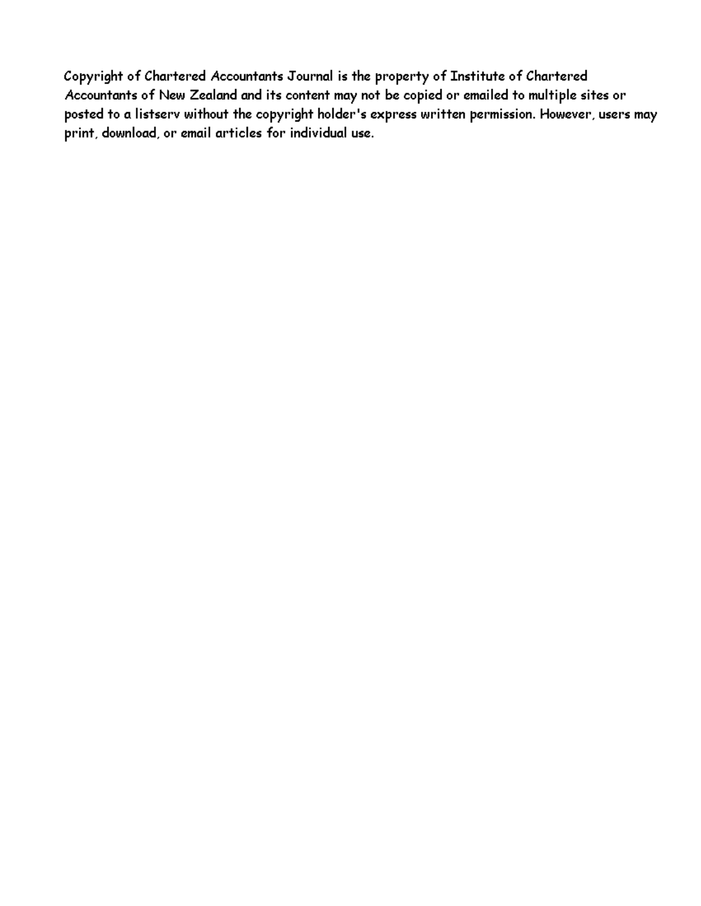Copyright of Chartered Accountants Journal is the property of Institute of Chartered Accountants of New Zealand and its content may not be copied or emailed to multiple sites or posted to a listserv without the copyright holder's express written permission. However, users may print, download, or email articles for individual use.